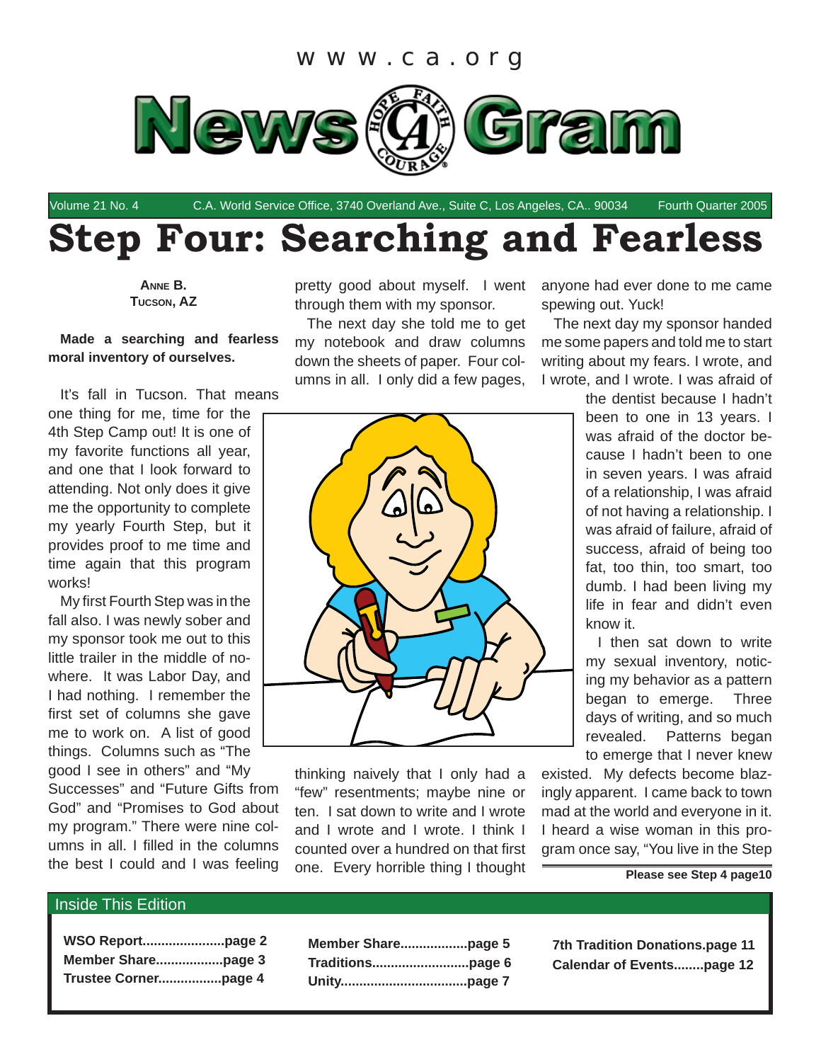www.ca.org

# NewsGram

Volume 21 No. 4 C.A. World Service Office, 3740 Overland Ave., Suite C, Los Angeles, CA.. 90034 Fourth Quarter 2005

# Step Four: Searching and Fearless

**Anne B.**
**Tucson, AZ**

**Made a searching and fearless moral inventory of ourselves.**

It's fall in Tucson. That means one thing for me, time for the 4th Step Camp out! It is one of my favorite functions all year, and one that I look forward to attending. Not only does it give me the opportunity to complete my yearly Fourth Step, but it provides proof to me time and time again that this program works!

My first Fourth Step was in the fall also. I was newly sober and my sponsor took me out to this little trailer in the middle of nowhere. It was Labor Day, and I had nothing. I remember the first set of columns she gave me to work on. A list of good things. Columns such as "The good I see in others" and "My Successes" and "Future Gifts from God" and "Promises to God about my program." There were nine columns in all. I filled in the columns the best I could and I was feeling pretty good about myself. I went through them with my sponsor.

The next day she told me to get my notebook and draw columns down the sheets of paper. Four columns in all. I only did a few pages, thinking naively that I only had a "few" resentments; maybe nine or ten. I sat down to write and I wrote and I wrote and I wrote. I think I counted over a hundred on that first one. Every horrible thing I thought anyone had ever done to me came spewing out. Yuck!

The next day my sponsor handed me some papers and told me to start writing about my fears. I wrote, and I wrote, and I wrote. I was afraid of the dentist because I hadn't been to one in 13 years. I was afraid of the doctor because I hadn't been to one in seven years. I was afraid of a relationship, I was afraid of not having a relationship. I was afraid of failure, afraid of success, afraid of being too fat, too thin, too smart, too dumb. I had been living my life in fear and didn't even know it.

I then sat down to write my sexual inventory, noticing my behavior as a pattern began to emerge. Three days of writing, and so much revealed. Patterns began to emerge that I never knew existed. My defects become blazingly apparent. I came back to town mad at the world and everyone in it. I heard a wise woman in this program once say, "You live in the Step

**Please see Step 4 page10**

## Inside This Edition

**WSO Report......................page 2**
**Member Share..................page 3**
**Trustee Corner.................page 4**
**Member Share..................page 5**
**Traditions.........................page 6**
**Unity.................................page 7**
**7th Tradition Donations.page 11**
**Calendar of Events........page 12**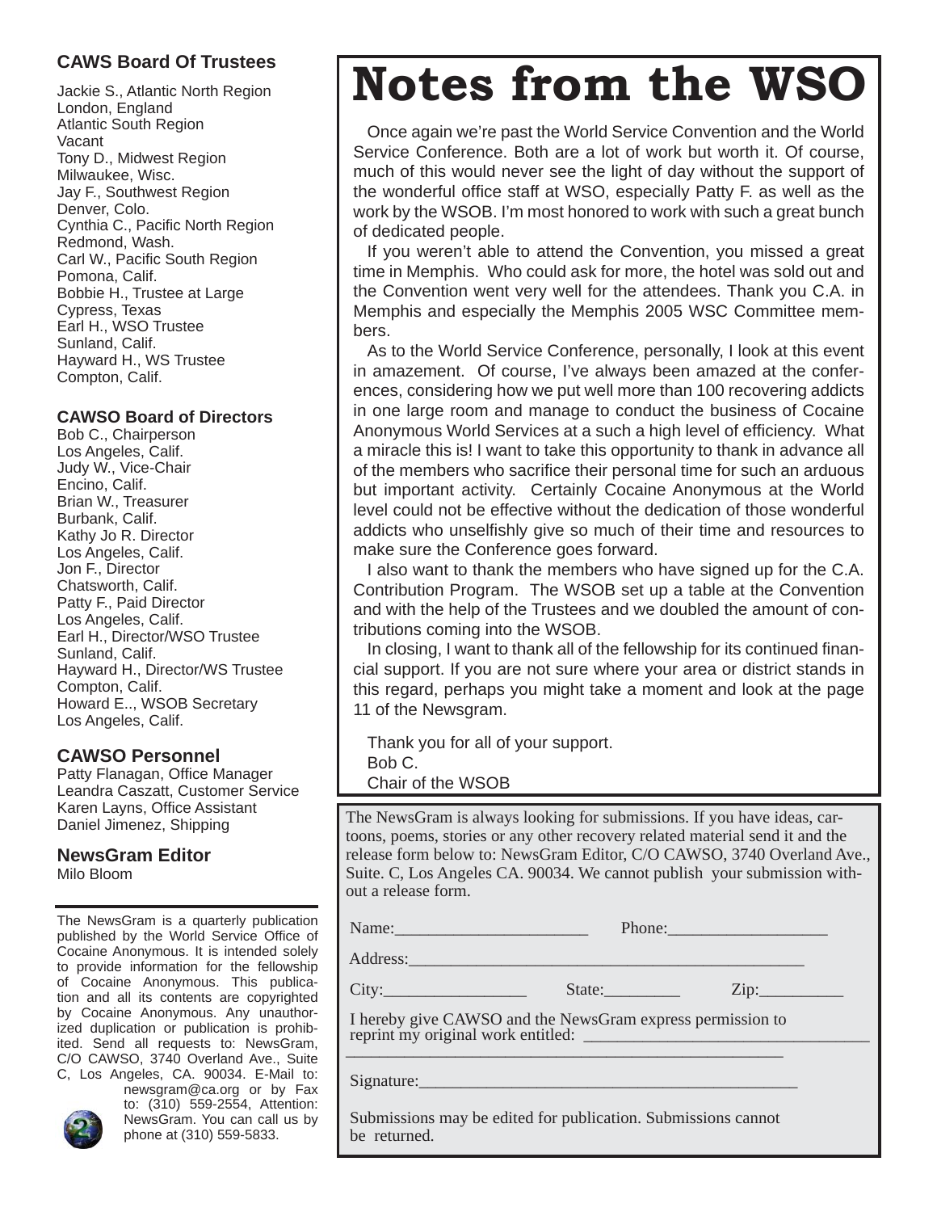## CAWS Board Of Trustees

Jackie S., Atlantic North Region
London, England
Atlantic South Region
Vacant
Tony D., Midwest Region
Milwaukee, Wisc.
Jay F., Southwest Region
Denver, Colo.
Cynthia C., Pacific North Region
Redmond, Wash.
Carl W., Pacific South Region
Pomona, Calif.
Bobbie H., Trustee at Large
Cypress, Texas
Earl H., WSO Trustee
Sunland, Calif.
Hayward H., WS Trustee
Compton, Calif.

## CAWSO Board of Directors

Bob C., Chairperson
Los Angeles, Calif.
Judy W., Vice-Chair
Encino, Calif.
Brian W., Treasurer
Burbank, Calif.
Kathy Jo R. Director
Los Angeles, Calif.
Jon F., Director
Chatsworth, Calif.
Patty F., Paid Director
Los Angeles, Calif.
Earl H., Director/WSO Trustee
Sunland, Calif.
Hayward H., Director/WS Trustee
Compton, Calif.
Howard E.., WSOB Secretary
Los Angeles, Calif.

## CAWSO Personnel

Patty Flanagan, Office Manager
Leandra Caszatt, Customer Service
Karen Layns, Office Assistant
Daniel Jimenez, Shipping

## NewsGram Editor

Milo Bloom

The NewsGram is a quarterly publication published by the World Service Office of Cocaine Anonymous. It is intended solely to provide information for the fellowship of Cocaine Anonymous. This publication and all its contents are copyrighted by Cocaine Anonymous. Any unauthorized duplication or publication is prohibited. Send all requests to: NewsGram, C/O CAWSO, 3740 Overland Ave., Suite C, Los Angeles, CA. 90034. E-Mail to: newsgram@ca.org or by Fax to: (310) 559-2554, Attention: NewsGram. You can call us by phone at (310) 559-5833.

# Notes from the WSO

Once again we're past the World Service Convention and the World Service Conference. Both are a lot of work but worth it. Of course, much of this would never see the light of day without the support of the wonderful office staff at WSO, especially Patty F. as well as the work by the WSOB. I'm most honored to work with such a great bunch of dedicated people.

If you weren't able to attend the Convention, you missed a great time in Memphis. Who could ask for more, the hotel was sold out and the Convention went very well for the attendees. Thank you C.A. in Memphis and especially the Memphis 2005 WSC Committee members.

As to the World Service Conference, personally, I look at this event in amazement. Of course, I've always been amazed at the conferences, considering how we put well more than 100 recovering addicts in one large room and manage to conduct the business of Cocaine Anonymous World Services at a such a high level of efficiency. What a miracle this is! I want to take this opportunity to thank in advance all of the members who sacrifice their personal time for such an arduous but important activity. Certainly Cocaine Anonymous at the World level could not be effective without the dedication of those wonderful addicts who unselfishly give so much of their time and resources to make sure the Conference goes forward.

I also want to thank the members who have signed up for the C.A. Contribution Program. The WSOB set up a table at the Convention and with the help of the Trustees and we doubled the amount of contributions coming into the WSOB.

In closing, I want to thank all of the fellowship for its continued financial support. If you are not sure where your area or district stands in this regard, perhaps you might take a moment and look at the page 11 of the Newsgram.

Thank you for all of your support.
Bob C.
Chair of the WSOB

The NewsGram is always looking for submissions. If you have ideas, cartoons, poems, stories or any other recovery related material send it and the release form below to: NewsGram Editor, C/O CAWSO, 3740 Overland Ave., Suite. C, Los Angeles CA. 90034. We cannot publish your submission without a release form.

Name:_______________________ Phone:__________________

Address:_______________________________________________

City:_________________ State:_________ Zip:__________

I hereby give CAWSO and the NewsGram express permission to reprint my original work entitled: _________________________________
____________________________________________________

Signature:____________________________________________

Submissions may be edited for publication. Submissions cannot be returned.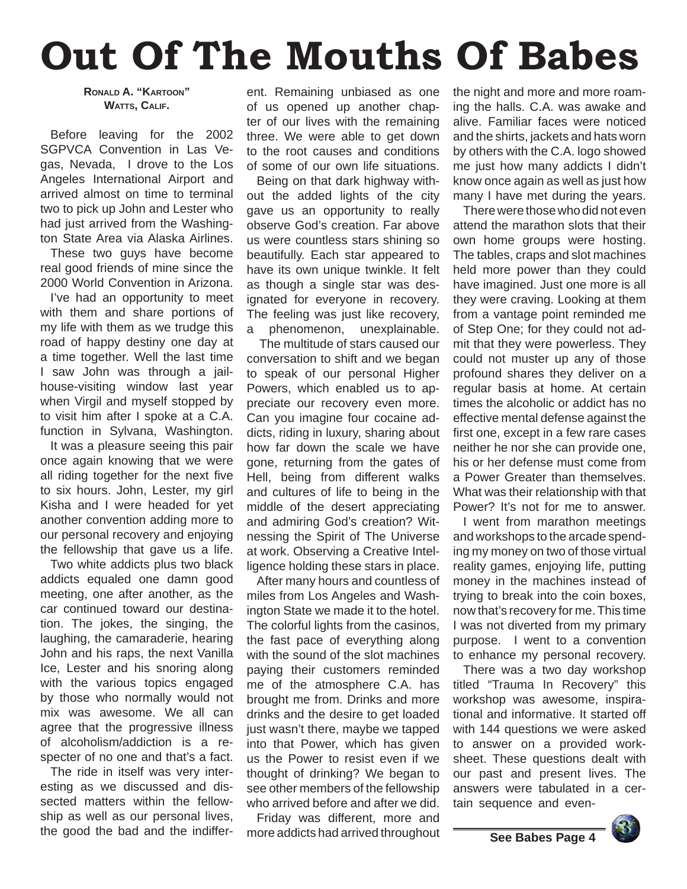# Out Of The Mouths Of Babes

**Ronald A. "Kartoon" Watts, Calif.**

Before leaving for the 2002 SGPVCA Convention in Las Vegas, Nevada, I drove to the Los Angeles International Airport and arrived almost on time to terminal two to pick up John and Lester who had just arrived from the Washington State Area via Alaska Airlines.

These two guys have become real good friends of mine since the 2000 World Convention in Arizona.

I've had an opportunity to meet with them and share portions of my life with them as we trudge this road of happy destiny one day at a time together. Well the last time I saw John was through a jailhouse-visiting window last year when Virgil and myself stopped by to visit him after I spoke at a C.A. function in Sylvana, Washington.

It was a pleasure seeing this pair once again knowing that we were all riding together for the next five to six hours. John, Lester, my girl Kisha and I were headed for yet another convention adding more to our personal recovery and enjoying the fellowship that gave us a life.

Two white addicts plus two black addicts equaled one damn good meeting, one after another, as the car continued toward our destination. The jokes, the singing, the laughing, the camaraderie, hearing John and his raps, the next Vanilla Ice, Lester and his snoring along with the various topics engaged by those who normally would not mix was awesome. We all can agree that the progressive illness of alcoholism/addiction is a respecter of no one and that's a fact.

The ride in itself was very interesting as we discussed and dissected matters within the fellowship as well as our personal lives, the good the bad and the indifferent. Remaining unbiased as one of us opened up another chapter of our lives with the remaining three. We were able to get down to the root causes and conditions of some of our own life situations.

Being on that dark highway without the added lights of the city gave us an opportunity to really observe God's creation. Far above us were countless stars shining so beautifully. Each star appeared to have its own unique twinkle. It felt as though a single star was designated for everyone in recovery. The feeling was just like recovery, a phenomenon, unexplainable.

The multitude of stars caused our conversation to shift and we began to speak of our personal Higher Powers, which enabled us to appreciate our recovery even more. Can you imagine four cocaine addicts, riding in luxury, sharing about how far down the scale we have gone, returning from the gates of Hell, being from different walks and cultures of life to being in the middle of the desert appreciating and admiring God's creation? Witnessing the Spirit of The Universe at work. Observing a Creative Intelligence holding these stars in place.

After many hours and countless of miles from Los Angeles and Washington State we made it to the hotel. The colorful lights from the casinos, the fast pace of everything along with the sound of the slot machines paying their customers reminded me of the atmosphere C.A. has brought me from. Drinks and more drinks and the desire to get loaded just wasn't there, maybe we tapped into that Power, which has given us the Power to resist even if we thought of drinking? We began to see other members of the fellowship who arrived before and after we did.

Friday was different, more and more addicts had arrived throughout the night and more and more roaming the halls. C.A. was awake and alive. Familiar faces were noticed and the shirts, jackets and hats worn by others with the C.A. logo showed me just how many addicts I didn't know once again as well as just how many I have met during the years.

There were those who did not even attend the marathon slots that their own home groups were hosting. The tables, craps and slot machines held more power than they could have imagined. Just one more is all they were craving. Looking at them from a vantage point reminded me of Step One; for they could not admit that they were powerless. They could not muster up any of those profound shares they deliver on a regular basis at home. At certain times the alcoholic or addict has no effective mental defense against the first one, except in a few rare cases neither he nor she can provide one, his or her defense must come from a Power Greater than themselves. What was their relationship with that Power? It's not for me to answer.

I went from marathon meetings and workshops to the arcade spending my money on two of those virtual reality games, enjoying life, putting money in the machines instead of trying to break into the coin boxes, now that's recovery for me. This time I was not diverted from my primary purpose. I went to a convention to enhance my personal recovery.

There was a two day workshop titled "Trauma In Recovery" this workshop was awesome, inspirational and informative. It started off with 144 questions we were asked to answer on a provided worksheet. These questions dealt with our past and present lives. The answers were tabulated in a certain sequence and even-

**See Babes Page 4**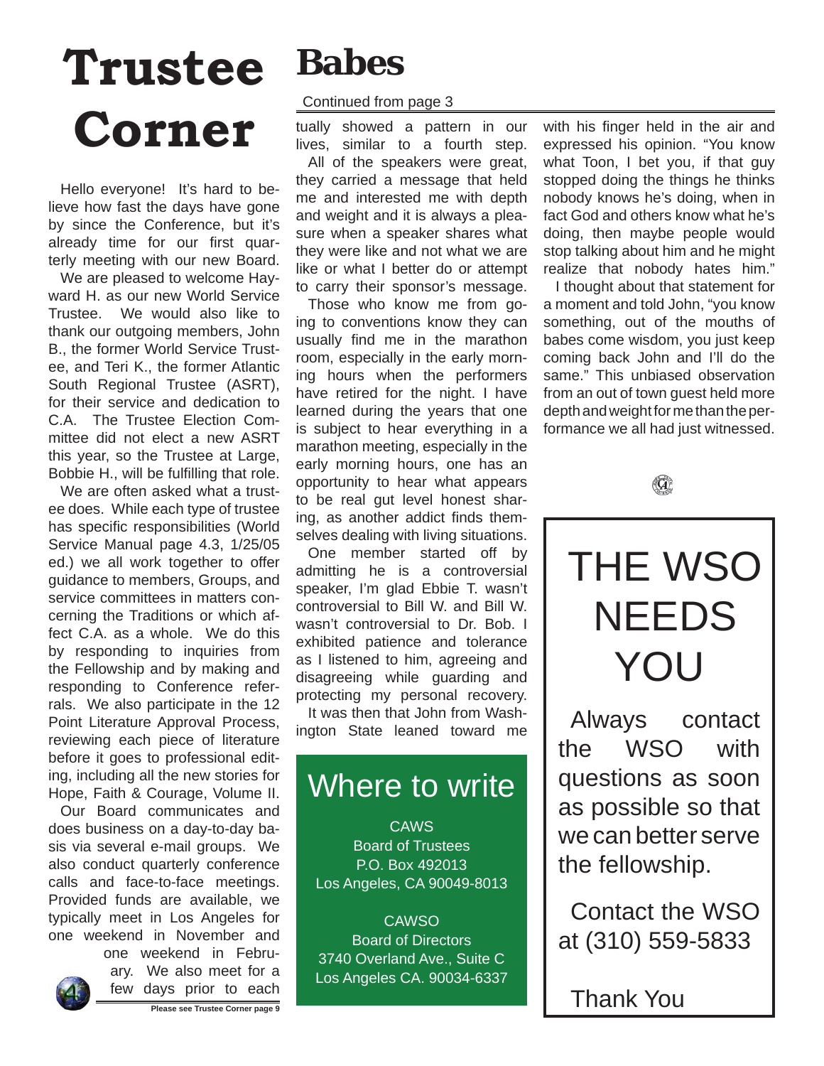# Trustee Corner

Hello everyone! It's hard to believe how fast the days have gone by since the Conference, but it's already time for our first quarterly meeting with our new Board.

We are pleased to welcome Hayward H. as our new World Service Trustee. We would also like to thank our outgoing members, John B., the former World Service Trustee, and Teri K., the former Atlantic South Regional Trustee (ASRT), for their service and dedication to C.A. The Trustee Election Committee did not elect a new ASRT this year, so the Trustee at Large, Bobbie H., will be fulfilling that role.

We are often asked what a trustee does. While each type of trustee has specific responsibilities (World Service Manual page 4.3, 1/25/05 ed.) we all work together to offer guidance to members, Groups, and service committees in matters concerning the Traditions or which affect C.A. as a whole. We do this by responding to inquiries from the Fellowship and by making and responding to Conference referrals. We also participate in the 12 Point Literature Approval Process, reviewing each piece of literature before it goes to professional editing, including all the new stories for Hope, Faith & Courage, Volume II.

Our Board communicates and does business on a day-to-day basis via several e-mail groups. We also conduct quarterly conference calls and face-to-face meetings. Provided funds are available, we typically meet in Los Angeles for one weekend in November and one weekend in February. We also meet for a few days prior to each

**Please see Trustee Corner page 9**

# Babes

Continued from page 3

tually showed a pattern in our lives, similar to a fourth step.

All of the speakers were great, they carried a message that held me and interested me with depth and weight and it is always a pleasure when a speaker shares what they were like and not what we are like or what I better do or attempt to carry their sponsor's message.

Those who know me from going to conventions know they can usually find me in the marathon room, especially in the early morning hours when the performers have retired for the night. I have learned during the years that one is subject to hear everything in a marathon meeting, especially in the early morning hours, one has an opportunity to hear what appears to be real gut level honest sharing, as another addict finds themselves dealing with living situations.

One member started off by admitting he is a controversial speaker, I'm glad Ebbie T. wasn't controversial to Bill W. and Bill W. wasn't controversial to Dr. Bob. I exhibited patience and tolerance as I listened to him, agreeing and disagreeing while guarding and protecting my personal recovery.

It was then that John from Washington State leaned toward me with his finger held in the air and expressed his opinion. "You know what Toon, I bet you, if that guy stopped doing the things he thinks nobody knows he's doing, when in fact God and others know what he's doing, then maybe people would stop talking about him and he might realize that nobody hates him."

I thought about that statement for a moment and told John, "you know something, out of the mouths of babes come wisdom, you just keep coming back John and I'll do the same." This unbiased observation from an out of town guest held more depth and weight for me than the performance we all had just witnessed.

## Where to write

CAWS
Board of Trustees
P.O. Box 492013
Los Angeles, CA 90049-8013

CAWSO
Board of Directors
3740 Overland Ave., Suite C
Los Angeles CA. 90034-6337

## THE WSO NEEDS YOU

Always contact the WSO with questions as soon as possible so that we can better serve the fellowship.

Contact the WSO at (310) 559-5833

Thank You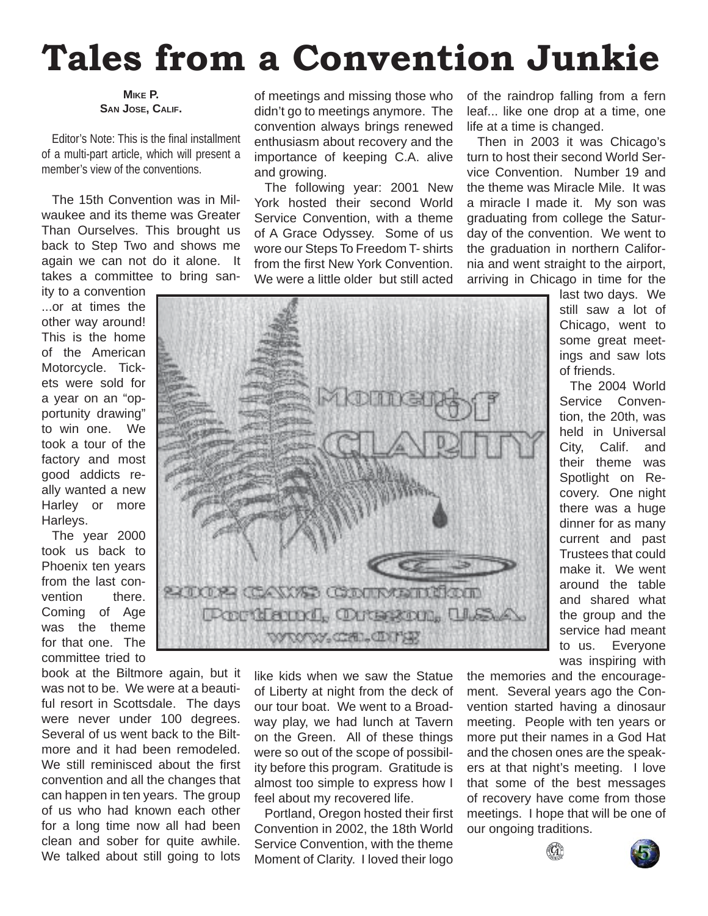# Tales from a Convention Junkie

**Mike P.**
**San Jose, Calif.**

Editor's Note: This is the final installment of a multi-part article, which will present a member's view of the conventions.

The 15th Convention was in Milwaukee and its theme was Greater Than Ourselves. This brought us back to Step Two and shows me again we can not do it alone. It takes a committee to bring sanity to a convention ...or at times the other way around! This is the home of the American Motorcycle. Tickets were sold for a year on an "opportunity drawing" to win one. We took a tour of the factory and most good addicts really wanted a new Harley or more Harleys.

The year 2000 took us back to Phoenix ten years from the last convention there. Coming of Age was the theme for that one. The committee tried to book at the Biltmore again, but it was not to be. We were at a beautiful resort in Scottsdale. The days were never under 100 degrees. Several of us went back to the Biltmore and it had been remodeled. We still reminisced about the first convention and all the changes that can happen in ten years. The group of us who had known each other for a long time now all had been clean and sober for quite awhile. We talked about still going to lots of meetings and missing those who didn't go to meetings anymore. The convention always brings renewed enthusiasm about recovery and the importance of keeping C.A. alive and growing.

The following year: 2001 New York hosted their second World Service Convention, with a theme of A Grace Odyssey. Some of us wore our Steps To Freedom T- shirts from the first New York Convention. We were a little older but still acted like kids when we saw the Statue of Liberty at night from the deck of our tour boat. We went to a Broadway play, we had lunch at Tavern on the Green. All of these things were so out of the scope of possibility before this program. Gratitude is almost too simple to express how I feel about my recovered life.

Portland, Oregon hosted their first Convention in 2002, the 18th World Service Convention, with the theme Moment of Clarity. I loved their logo of the raindrop falling from a fern leaf... like one drop at a time, one life at a time is changed.

Then in 2003 it was Chicago's turn to host their second World Service Convention. Number 19 and the theme was Miracle Mile. It was a miracle I made it. My son was graduating from college the Saturday of the convention. We went to the graduation in northern California and went straight to the airport, arriving in Chicago in time for the last two days. We still saw a lot of Chicago, went to some great meetings and saw lots of friends.

The 2004 World Service Convention, the 20th, was held in Universal City, Calif. and their theme was Spotlight on Recovery. One night there was a huge dinner for as many current and past Trustees that could make it. We went around the table and shared what the group and the service had meant to us. Everyone was inspiring with the memories and the encouragement. Several years ago the Convention started having a dinosaur meeting. People with ten years or more put their names in a God Hat and the chosen ones are the speakers at that night's meeting. I love that some of the best messages of recovery have come from those meetings. I hope that will be one of our ongoing traditions.

Moment of CLARITY
2002 CAWS Convention
Portland, Oregon, U.S.A.
www.ca.org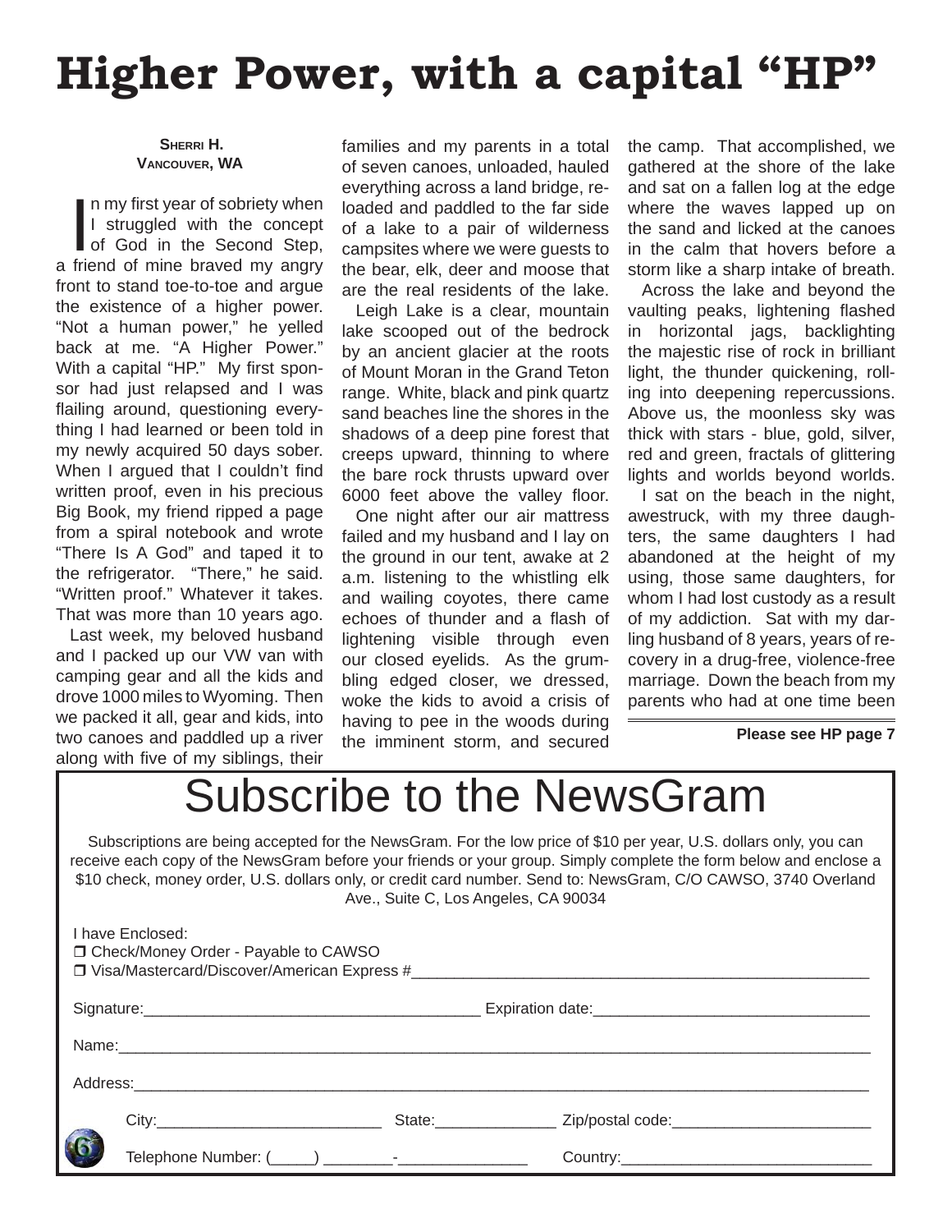# Higher Power, with a capital "HP"

**Sherri H.**
**Vancouver, WA**

In my first year of sobriety when I struggled with the concept of God in the Second Step, a friend of mine braved my angry front to stand toe-to-toe and argue the existence of a higher power. "Not a human power," he yelled back at me. "A Higher Power." With a capital "HP." My first sponsor had just relapsed and I was flailing around, questioning everything I had learned or been told in my newly acquired 50 days sober. When I argued that I couldn't find written proof, even in his precious Big Book, my friend ripped a page from a spiral notebook and wrote "There Is A God" and taped it to the refrigerator. "There," he said. "Written proof." Whatever it takes. That was more than 10 years ago.

Last week, my beloved husband and I packed up our VW van with camping gear and all the kids and drove 1000 miles to Wyoming. Then we packed it all, gear and kids, into two canoes and paddled up a river along with five of my siblings, their families and my parents in a total of seven canoes, unloaded, hauled everything across a land bridge, reloaded and paddled to the far side of a lake to a pair of wilderness campsites where we were guests to the bear, elk, deer and moose that are the real residents of the lake.

Leigh Lake is a clear, mountain lake scooped out of the bedrock by an ancient glacier at the roots of Mount Moran in the Grand Teton range. White, black and pink quartz sand beaches line the shores in the shadows of a deep pine forest that creeps upward, thinning to where the bare rock thrusts upward over 6000 feet above the valley floor.

One night after our air mattress failed and my husband and I lay on the ground in our tent, awake at 2 a.m. listening to the whistling elk and wailing coyotes, there came echoes of thunder and a flash of lightening visible through even our closed eyelids. As the grumbling edged closer, we dressed, woke the kids to avoid a crisis of having to pee in the woods during the imminent storm, and secured the camp. That accomplished, we gathered at the shore of the lake and sat on a fallen log at the edge where the waves lapped up on the sand and licked at the canoes in the calm that hovers before a storm like a sharp intake of breath.

Across the lake and beyond the vaulting peaks, lightening flashed in horizontal jags, backlighting the majestic rise of rock in brilliant light, the thunder quickening, rolling into deepening repercussions. Above us, the moonless sky was thick with stars - blue, gold, silver, red and green, fractals of glittering lights and worlds beyond worlds.

I sat on the beach in the night, awestruck, with my three daughters, the same daughters I had abandoned at the height of my using, those same daughters, for whom I had lost custody as a result of my addiction. Sat with my darling husband of 8 years, years of recovery in a drug-free, violence-free marriage. Down the beach from my parents who had at one time been

**Please see HP page 7**

# Subscribe to the NewsGram

Subscriptions are being accepted for the NewsGram. For the low price of $10 per year, U.S. dollars only, you can receive each copy of the NewsGram before your friends or your group. Simply complete the form below and enclose a $10 check, money order, U.S. dollars only, or credit card number. Send to: NewsGram, C/O CAWSO, 3740 Overland Ave., Suite C, Los Angeles, CA 90034

I have Enclosed:
❒ Check/Money Order - Payable to CAWSO
❒ Visa/Mastercard/Discover/American Express #______________________________

Signature:______________________ Expiration date:______________________

Name:______________________________________________

Address:______________________________________________

City:__________________ State:__________ Zip/postal code:________________

Telephone Number: (_____) ________-_______________ Country:______________________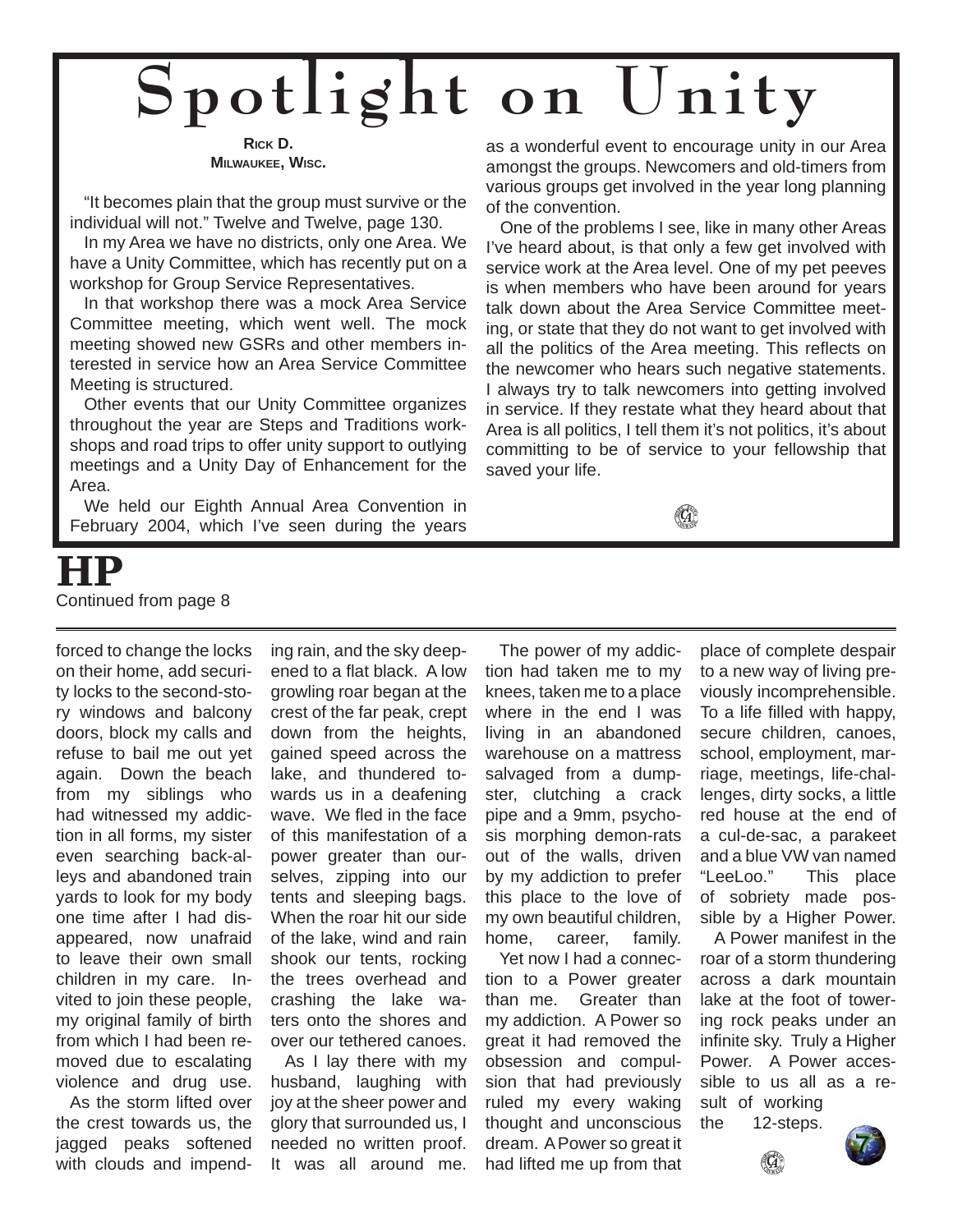# Spotlight on Unity

**Rick D.**
**Milwaukee, Wisc.**

"It becomes plain that the group must survive or the individual will not." Twelve and Twelve, page 130.

In my Area we have no districts, only one Area. We have a Unity Committee, which has recently put on a workshop for Group Service Representatives.

In that workshop there was a mock Area Service Committee meeting, which went well. The mock meeting showed new GSRs and other members interested in service how an Area Service Committee Meeting is structured.

Other events that our Unity Committee organizes throughout the year are Steps and Traditions workshops and road trips to offer unity support to outlying meetings and a Unity Day of Enhancement for the Area.

We held our Eighth Annual Area Convention in February 2004, which I've seen during the years as a wonderful event to encourage unity in our Area amongst the groups. Newcomers and old-timers from various groups get involved in the year long planning of the convention.

One of the problems I see, like in many other Areas I've heard about, is that only a few get involved with service work at the Area level. One of my pet peeves is when members who have been around for years talk down about the Area Service Committee meeting, or state that they do not want to get involved with all the politics of the Area meeting. This reflects on the newcomer who hears such negative statements. I always try to talk newcomers into getting involved in service. If they restate what they heard about that Area is all politics, I tell them it's not politics, it's about committing to be of service to your fellowship that saved your life.

# HP

Continued from page 8

forced to change the locks on their home, add security locks to the second-story windows and balcony doors, block my calls and refuse to bail me out yet again. Down the beach from my siblings who had witnessed my addiction in all forms, my sister even searching back-alleys and abandoned train yards to look for my body one time after I had disappeared, now unafraid to leave their own small children in my care. Invited to join these people, my original family of birth from which I had been removed due to escalating violence and drug use.

As the storm lifted over the crest towards us, the jagged peaks softened with clouds and impending rain, and the sky deepened to a flat black. A low growling roar began at the crest of the far peak, crept down from the heights, gained speed across the lake, and thundered towards us in a deafening wave. We fled in the face of this manifestation of a power greater than ourselves, zipping into our tents and sleeping bags. When the roar hit our side of the lake, wind and rain shook our tents, rocking the trees overhead and crashing the lake waters onto the shores and over our tethered canoes.

As I lay there with my husband, laughing with joy at the sheer power and glory that surrounded us, I needed no written proof. It was all around me.

The power of my addiction had taken me to my knees, taken me to a place where in the end I was living in an abandoned warehouse on a mattress salvaged from a dumpster, clutching a crack pipe and a 9mm, psychosis morphing demon-rats out of the walls, driven by my addiction to prefer this place to the love of my own beautiful children, home, career, family.

Yet now I had a connection to a Power greater than me. Greater than my addiction. A Power so great it had removed the obsession and compulsion that had previously ruled my every waking thought and unconscious dream. A Power so great it had lifted me up from that place of complete despair to a new way of living previously incomprehensible. To a life filled with happy, secure children, canoes, school, employment, marriage, meetings, life-challenges, dirty socks, a little red house at the end of a cul-de-sac, a parakeet and a blue VW van named "LeeLoo." This place of sobriety made possible by a Higher Power.

A Power manifest in the roar of a storm thundering across a dark mountain lake at the foot of towering rock peaks under an infinite sky. Truly a Higher Power. A Power accessible to us all as a result of working the 12-steps.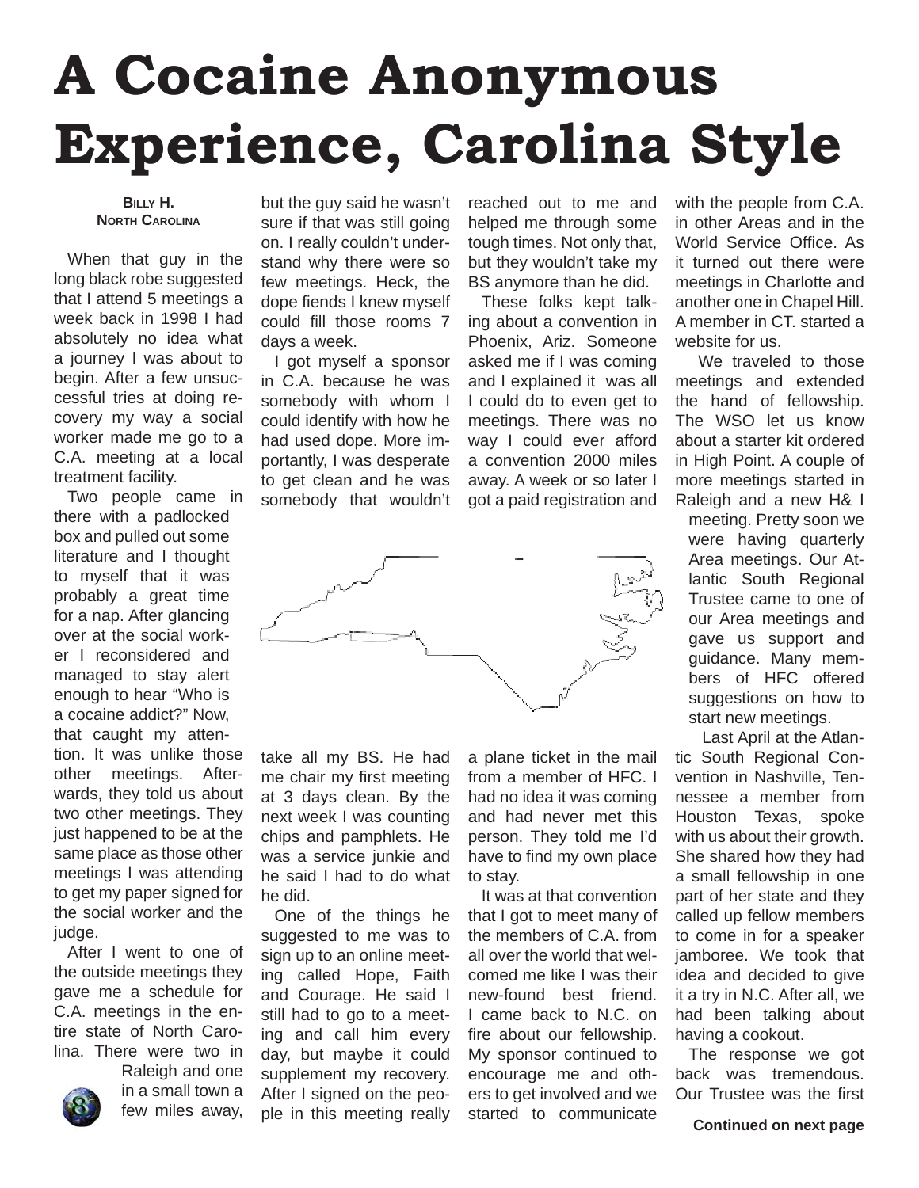# A Cocaine Anonymous Experience, Carolina Style

**Billy H.**
**North Carolina**

When that guy in the long black robe suggested that I attend 5 meetings a week back in 1998 I had absolutely no idea what a journey I was about to begin. After a few unsuccessful tries at doing recovery my way a social worker made me go to a C.A. meeting at a local treatment facility.

Two people came in there with a padlocked box and pulled out some literature and I thought to myself that it was probably a great time for a nap. After glancing over at the social worker I reconsidered and managed to stay alert enough to hear "Who is a cocaine addict?" Now, that caught my attention. It was unlike those other meetings. Afterwards, they told us about two other meetings. They just happened to be at the same place as those other meetings I was attending to get my paper signed for the social worker and the judge.

After I went to one of the outside meetings they gave me a schedule for C.A. meetings in the entire state of North Carolina. There were two in Raleigh and one in a small town a few miles away, but the guy said he wasn't sure if that was still going on. I really couldn't understand why there were so few meetings. Heck, the dope fiends I knew myself could fill those rooms 7 days a week.

I got myself a sponsor in C.A. because he was somebody with whom I could identify with how he had used dope. More importantly, I was desperate to get clean and he was somebody that wouldn't take all my BS. He had me chair my first meeting at 3 days clean. By the next week I was counting chips and pamphlets. He was a service junkie and he said I had to do what he did.

One of the things he suggested to me was to sign up to an online meeting called Hope, Faith and Courage. He said I still had to go to a meeting and call him every day, but maybe it could supplement my recovery. After I signed on the people in this meeting really reached out to me and helped me through some tough times. Not only that, but they wouldn't take my BS anymore than he did.

These folks kept talking about a convention in Phoenix, Ariz. Someone asked me if I was coming and I explained it was all I could do to even get to meetings. There was no way I could ever afford a convention 2000 miles away. A week or so later I got a paid registration and a plane ticket in the mail from a member of HFC. I had no idea it was coming and had never met this person. They told me I'd have to find my own place to stay.

It was at that convention that I got to meet many of the members of C.A. from all over the world that welcomed me like I was their new-found best friend. I came back to N.C. on fire about our fellowship. My sponsor continued to encourage me and others to get involved and we started to communicate with the people from C.A. in other Areas and in the World Service Office. As it turned out there were meetings in Charlotte and another one in Chapel Hill. A member in CT. started a website for us.

We traveled to those meetings and extended the hand of fellowship. The WSO let us know about a starter kit ordered in High Point. A couple of more meetings started in Raleigh and a new H& I meeting. Pretty soon we were having quarterly Area meetings. Our Atlantic South Regional Trustee came to one of our Area meetings and gave us support and guidance. Many members of HFC offered suggestions on how to start new meetings.

Last April at the Atlantic South Regional Convention in Nashville, Tennessee a member from Houston Texas, spoke with us about their growth. She shared how they had a small fellowship in one part of her state and they called up fellow members to come in for a speaker jamboree. We took that idea and decided to give it a try in N.C. After all, we had been talking about having a cookout.

The response we got back was tremendous. Our Trustee was the first

**Continued on next page**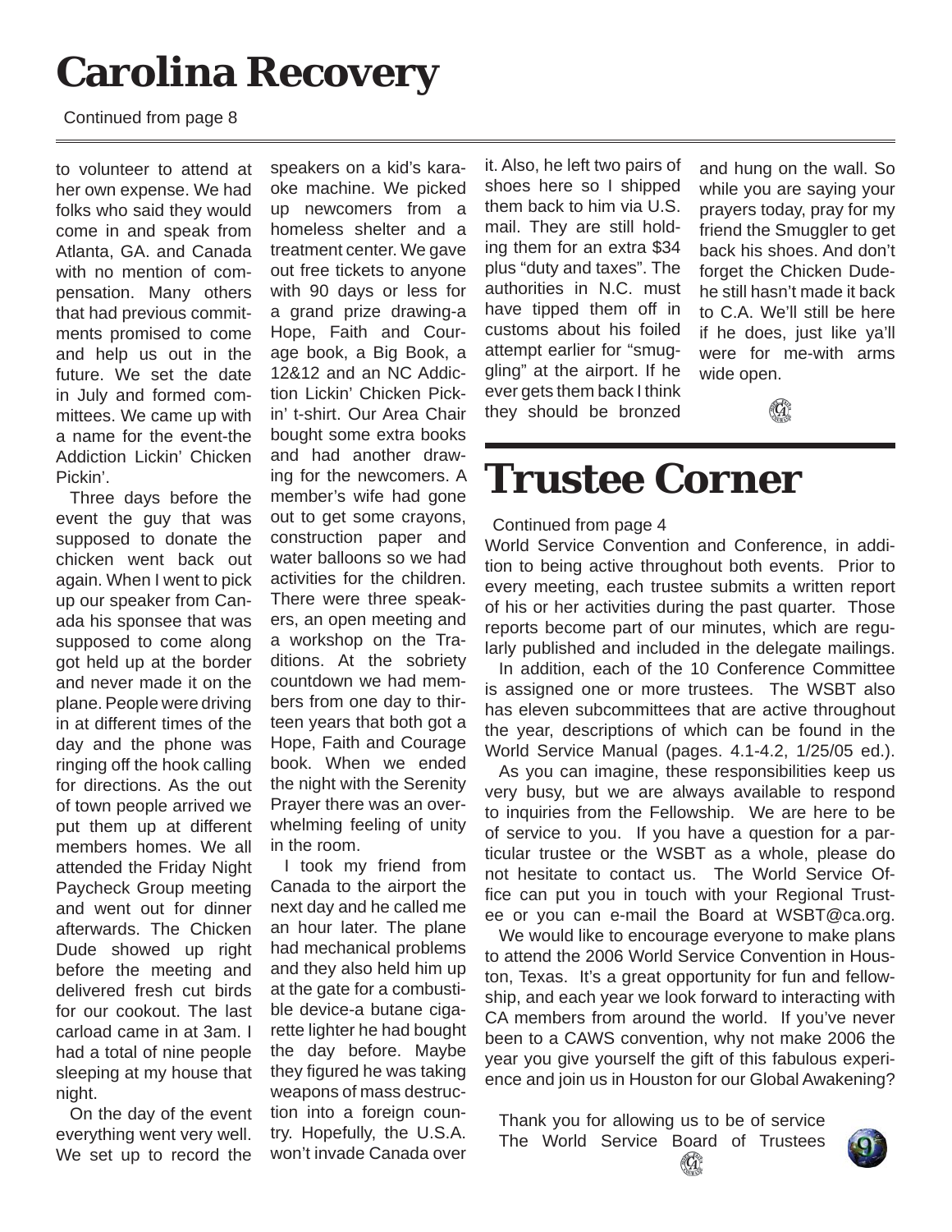# Carolina Recovery

Continued from page 8

to volunteer to attend at her own expense. We had folks who said they would come in and speak from Atlanta, GA. and Canada with no mention of compensation. Many others that had previous commitments promised to come and help us out in the future. We set the date in July and formed committees. We came up with a name for the event-the Addiction Lickin' Chicken Pickin'.

Three days before the event the guy that was supposed to donate the chicken went back out again. When I went to pick up our speaker from Canada his sponsee that was supposed to come along got held up at the border and never made it on the plane. People were driving in at different times of the day and the phone was ringing off the hook calling for directions. As the out of town people arrived we put them up at different members homes. We all attended the Friday Night Paycheck Group meeting and went out for dinner afterwards. The Chicken Dude showed up right before the meeting and delivered fresh cut birds for our cookout. The last carload came in at 3am. I had a total of nine people sleeping at my house that night.

On the day of the event everything went very well. We set up to record the speakers on a kid's karaoke machine. We picked up newcomers from a homeless shelter and a treatment center. We gave out free tickets to anyone with 90 days or less for a grand prize drawing-a Hope, Faith and Courage book, a Big Book, a 12&12 and an NC Addiction Lickin' Chicken Pickin' t-shirt. Our Area Chair bought some extra books and had another drawing for the newcomers. A member's wife had gone out to get some crayons, construction paper and water balloons so we had activities for the children. There were three speakers, an open meeting and a workshop on the Traditions. At the sobriety countdown we had members from one day to thirteen years that both got a Hope, Faith and Courage book. When we ended the night with the Serenity Prayer there was an overwhelming feeling of unity in the room.

I took my friend from Canada to the airport the next day and he called me an hour later. The plane had mechanical problems and they also held him up at the gate for a combustible device-a butane cigarette lighter he had bought the day before. Maybe they figured he was taking weapons of mass destruction into a foreign country. Hopefully, the U.S.A. won't invade Canada over it. Also, he left two pairs of shoes here so I shipped them back to him via U.S. mail. They are still holding them for an extra $34 plus "duty and taxes". The authorities in N.C. must have tipped them off in customs about his foiled attempt earlier for "smuggling" at the airport. If he ever gets them back I think they should be bronzed and hung on the wall. So while you are saying your prayers today, pray for my friend the Smuggler to get back his shoes. And don't forget the Chicken Dude-he still hasn't made it back to C.A. We'll still be here if he does, just like ya'll were for me-with arms wide open.

# Trustee Corner

Continued from page 4

World Service Convention and Conference, in addition to being active throughout both events. Prior to every meeting, each trustee submits a written report of his or her activities during the past quarter. Those reports become part of our minutes, which are regularly published and included in the delegate mailings.

In addition, each of the 10 Conference Committee is assigned one or more trustees. The WSBT also has eleven subcommittees that are active throughout the year, descriptions of which can be found in the World Service Manual (pages. 4.1-4.2, 1/25/05 ed.).

As you can imagine, these responsibilities keep us very busy, but we are always available to respond to inquiries from the Fellowship. We are here to be of service to you. If you have a question for a particular trustee or the WSBT as a whole, please do not hesitate to contact us. The World Service Office can put you in touch with your Regional Trustee or you can e-mail the Board at WSBT@ca.org.

We would like to encourage everyone to make plans to attend the 2006 World Service Convention in Houston, Texas. It's a great opportunity for fun and fellowship, and each year we look forward to interacting with CA members from around the world. If you've never been to a CAWS convention, why not make 2006 the year you give yourself the gift of this fabulous experience and join us in Houston for our Global Awakening?

Thank you for allowing us to be of service
The World Service Board of Trustees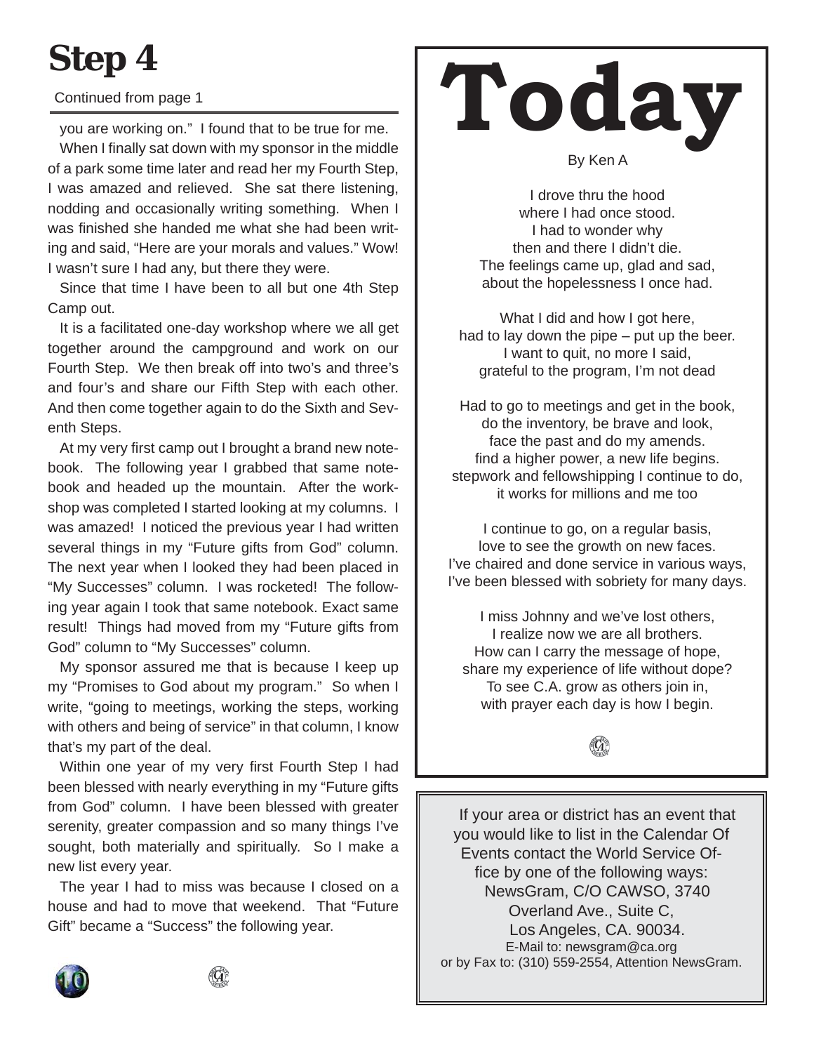# Step 4

Continued from page 1

you are working on." I found that to be true for me.

When I finally sat down with my sponsor in the middle of a park some time later and read her my Fourth Step, I was amazed and relieved. She sat there listening, nodding and occasionally writing something. When I was finished she handed me what she had been writing and said, "Here are your morals and values." Wow! I wasn't sure I had any, but there they were.

Since that time I have been to all but one 4th Step Camp out.

It is a facilitated one-day workshop where we all get together around the campground and work on our Fourth Step. We then break off into two's and three's and four's and share our Fifth Step with each other. And then come together again to do the Sixth and Seventh Steps.

At my very first camp out I brought a brand new notebook. The following year I grabbed that same notebook and headed up the mountain. After the workshop was completed I started looking at my columns. I was amazed! I noticed the previous year I had written several things in my "Future gifts from God" column. The next year when I looked they had been placed in "My Successes" column. I was rocketed! The following year again I took that same notebook. Exact same result! Things had moved from my "Future gifts from God" column to "My Successes" column.

My sponsor assured me that is because I keep up my "Promises to God about my program." So when I write, "going to meetings, working the steps, working with others and being of service" in that column, I know that's my part of the deal.

Within one year of my very first Fourth Step I had been blessed with nearly everything in my "Future gifts from God" column. I have been blessed with greater serenity, greater compassion and so many things I've sought, both materially and spiritually. So I make a new list every year.

The year I had to miss was because I closed on a house and had to move that weekend. That "Future Gift" became a "Success" the following year.

# Today

By Ken A

I drove thru the hood  
where I had once stood.  
I had to wonder why  
then and there I didn't die.  
The feelings came up, glad and sad,  
about the hopelessness I once had.

What I did and how I got here,  
had to lay down the pipe – put up the beer.  
I want to quit, no more I said,  
grateful to the program, I'm not dead

Had to go to meetings and get in the book,  
do the inventory, be brave and look,  
face the past and do my amends.  
find a higher power, a new life begins.  
stepwork and fellowshipping I continue to do,  
it works for millions and me too

I continue to go, on a regular basis,  
love to see the growth on new faces.  
I've chaired and done service in various ways,  
I've been blessed with sobriety for many days.

I miss Johnny and we've lost others,  
I realize now we are all brothers.  
How can I carry the message of hope,  
share my experience of life without dope?  
To see C.A. grow as others join in,  
with prayer each day is how I begin.

---

If your area or district has an event that you would like to list in the Calendar Of Events contact the World Service Office by one of the following ways:  
NewsGram, C/O CAWSO, 3740 Overland Ave., Suite C, Los Angeles, CA. 90034.  
E-Mail to: newsgram@ca.org  
or by Fax to: (310) 559-2554, Attention NewsGram.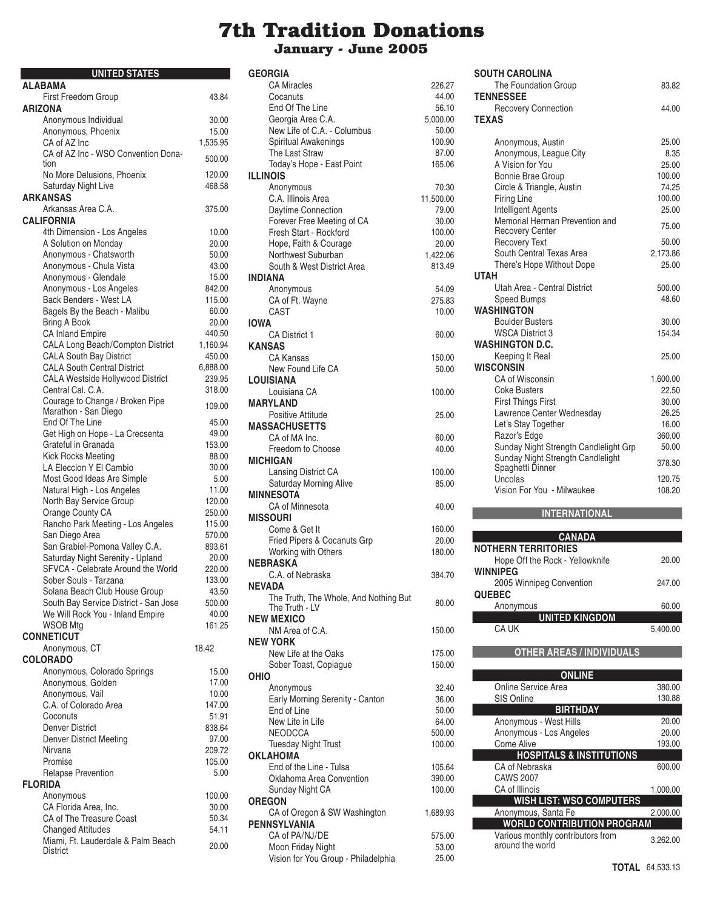# 7th Tradition Donations

## January - June 2005

### UNITED STATES

| | |
|---|---|
| **ALABAMA** | |
| First Freedom Group | 43.84 |
| **ARIZONA** | |
| Anonymous Individual | 30.00 |
| Anonymous, Phoenix | 15.00 |
| CA of AZ Inc | 1,535.95 |
| CA of AZ Inc - WSO Convention Donation | 500.00 |
| No More Delusions, Phoenix | 120.00 |
| Saturday Night Live | 468.58 |
| **ARKANSAS** | |
| Arkansas Area C.A. | 375.00 |
| **CALIFORNIA** | |
| 4th Dimension - Los Angeles | 10.00 |
| A Solution on Monday | 20.00 |
| Anonymous - Chatsworth | 50.00 |
| Anonymous - Chula Vista | 43.00 |
| Anonymous - Glendale | 15.00 |
| Anonymous - Los Angeles | 842.00 |
| Back Benders - West LA | 115.00 |
| Bagels By the Beach - Malibu | 60.00 |
| Bring A Book | 20.00 |
| CA Inland Empire | 440.50 |
| CALA Long Beach/Compton District | 1,160.94 |
| CALA South Bay District | 450.00 |
| CALA South Central District | 6,888.00 |
| CALA Westside Hollywood District | 239.95 |
| Central Cal. C.A. | 318.00 |
| Courage to Change / Broken Pipe Marathon - San Diego | 109.00 |
| End Of The Line | 45.00 |
| Get High on Hope - La Crecsenta | 49.00 |
| Grateful in Granada | 153.00 |
| Kick Rocks Meeting | 88.00 |
| LA Eleccion Y El Cambio | 30.00 |
| Most Good Ideas Are Simple | 5.00 |
| Natural High - Los Angeles | 11.00 |
| North Bay Service Group | 120.00 |
| Orange County CA | 250.00 |
| Rancho Park Meeting - Los Angeles | 115.00 |
| San Diego Area | 570.00 |
| San Grabiel-Pomona Valley C.A. | 893.61 |
| Saturday Night Serenity - Upland | 20.00 |
| SFVCA - Celebrate Around the World | 220.00 |
| Sober Souls - Tarzana | 133.00 |
| Solana Beach Club House Group | 43.50 |
| South Bay Service District - San Jose | 500.00 |
| We Will Rock You - Inland Empire | 40.00 |
| WSOB Mtg | 161.25 |
| **CONNETICUT** | |
| Anonymous, CT | 18.42 |
| **COLORADO** | |
| Anonymous, Colorado Springs | 15.00 |
| Anonymous, Golden | 17.00 |
| Anonymous, Vail | 10.00 |
| C.A. of Colorado Area | 147.00 |
| Coconuts | 51.91 |
| Denver District | 838.64 |
| Denver District Meeting | 97.00 |
| Nirvana | 209.72 |
| Promise | 105.00 |
| Relapse Prevention | 5.00 |
| **FLORIDA** | |
| Anonymous | 100.00 |
| CA Florida Area, Inc. | 30.00 |
| CA of The Treasure Coast | 50.34 |
| Changed Attitudes | 54.11 |
| Miami, Ft. Lauderdale & Palm Beach District | 20.00 |
| **GEORGIA** | |
| CA Miracles | 226.27 |
| Cocanuts | 44.00 |
| End Of The Line | 56.10 |
| Georgia Area C.A. | 5,000.00 |
| New Life of C.A. - Columbus | 50.00 |
| Spiritual Awakenings | 100.90 |
| The Last Straw | 87.00 |
| Today's Hope - East Point | 165.06 |
| **ILLINOIS** | |
| Anonymous | 70.30 |
| C.A. Illinois Area | 11,500.00 |
| Daytime Connection | 79.00 |
| Forever Free Meeting of CA | 30.00 |
| Fresh Start - Rockford | 100.00 |
| Hope, Faith & Courage | 20.00 |
| Northwest Suburban | 1,422.06 |
| South & West District Area | 813.49 |
| **INDIANA** | |
| Anonymous | 54.09 |
| CA of Ft. Wayne | 275.83 |
| CAST | 10.00 |
| **IOWA** | |
| CA District 1 | 60.00 |
| **KANSAS** | |
| CA Kansas | 150.00 |
| New Found Life CA | 50.00 |
| **LOUISIANA** | |
| Louisiana CA | 100.00 |
| **MARYLAND** | |
| Positive Attitude | 25.00 |
| **MASSACHUSETTS** | |
| CA of MA Inc. | 60.00 |
| Freedom to Choose | 40.00 |
| **MICHIGAN** | |
| Lansing District CA | 100.00 |
| Saturday Morning Alive | 85.00 |
| **MINNESOTA** | |
| CA of Minnesota | 40.00 |
| **MISSOURI** | |
| Come & Get It | 160.00 |
| Fried Pipers & Cocanuts Grp | 20.00 |
| Working with Others | 180.00 |
| **NEBRASKA** | |
| C.A. of Nebraska | 384.70 |
| **NEVADA** | |
| The Truth, The Whole, And Nothing But The Truth - LV | 80.00 |
| **NEW MEXICO** | |
| NM Area of C.A. | 150.00 |
| **NEW YORK** | |
| New Life at the Oaks | 175.00 |
| Sober Toast, Copiague | 150.00 |
| **OHIO** | |
| Anonymous | 32.40 |
| Early Morning Serenity - Canton | 36.00 |
| End of Line | 50.00 |
| New Lite in Life | 64.00 |
| NEODCCA | 500.00 |
| Tuesday Night Trust | 100.00 |
| **OKLAHOMA** | |
| End of the Line - Tulsa | 105.64 |
| Oklahoma Area Convention | 390.00 |
| Sunday Night CA | 100.00 |
| **OREGON** | |
| CA of Oregon & SW Washington | 1,689.93 |
| **PENNSYLVANIA** | |
| CA of PA/NJ/DE | 575.00 |
| Moon Friday Night | 53.00 |
| Vision for You Group - Philadelphia | 25.00 |
| **SOUTH CAROLINA** | |
| The Foundation Group | 83.82 |
| **TENNESSEE** | |
| Recovery Connection | 44.00 |
| **TEXAS** | |
| Anonymous, Austin | 25.00 |
| Anonymous, League City | 8.35 |
| A Vision for You | 25.00 |
| Bonnie Brae Group | 100.00 |
| Circle & Triangle, Austin | 74.25 |
| Firing Line | 100.00 |
| Intelligent Agents | 25.00 |
| Memorial Herman Prevention and Recovery Center | 75.00 |
| Recovery Text | 50.00 |
| South Central Texas Area | 2,173.86 |
| There's Hope Without Dope | 25.00 |
| **UTAH** | |
| Utah Area - Central District | 500.00 |
| Speed Bumps | 48.60 |
| **WASHINGTON** | |
| Boulder Busters | 30.00 |
| WSCA District 3 | 154.34 |
| **WASHINGTON D.C.** | |
| Keeping It Real | 25.00 |
| **WISCONSIN** | |
| CA of Wisconsin | 1,600.00 |
| Coke Busters | 22.50 |
| First Things First | 30.00 |
| Lawrence Center Wednesday | 26.25 |
| Let's Stay Together | 16.00 |
| Razor's Edge | 360.00 |
| Sunday Night Strength Candlelight Grp | 50.00 |
| Sunday Night Strength Candlelight Spaghetti Dinner | 378.30 |
| Uncolas | 120.75 |
| Vision For You - Milwaukee | 108.20 |

### INTERNATIONAL

| | |
|---|---|
| **CANADA** | |
| **NOTHERN TERRITORIES** | |
| Hope Off the Rock - Yellowknife | 20.00 |
| **WINNIPEG** | |
| 2005 Winnipeg Convention | 247.00 |
| **QUEBEC** | |
| Anonymous | 60.00 |
| **UNITED KINGDOM** | |
| CA UK | 5,400.00 |

### OTHER AREAS / INDIVIDUALS

| | |
|---|---|
| **ONLINE** | |
| Online Service Area | 380.00 |
| SIS Online | 130.88 |
| **BIRTHDAY** | |
| Anonymous - West Hills | 20.00 |
| Anonymous - Los Angeles | 20.00 |
| Come Alive | 193.00 |
| **HOSPITALS & INSTITUTIONS** | |
| CA of Nebraska | 600.00 |
| CAWS 2007 | |
| CA of Illinois | 1,000.00 |
| **WISH LIST: WSO COMPUTERS** | |
| Anonymous, Santa Fe | 2,000.00 |
| **WORLD CONTRIBUTION PROGRAM** | |
| Various monthly contributors from around the world | 3,262.00 |

**TOTAL** 64,533.13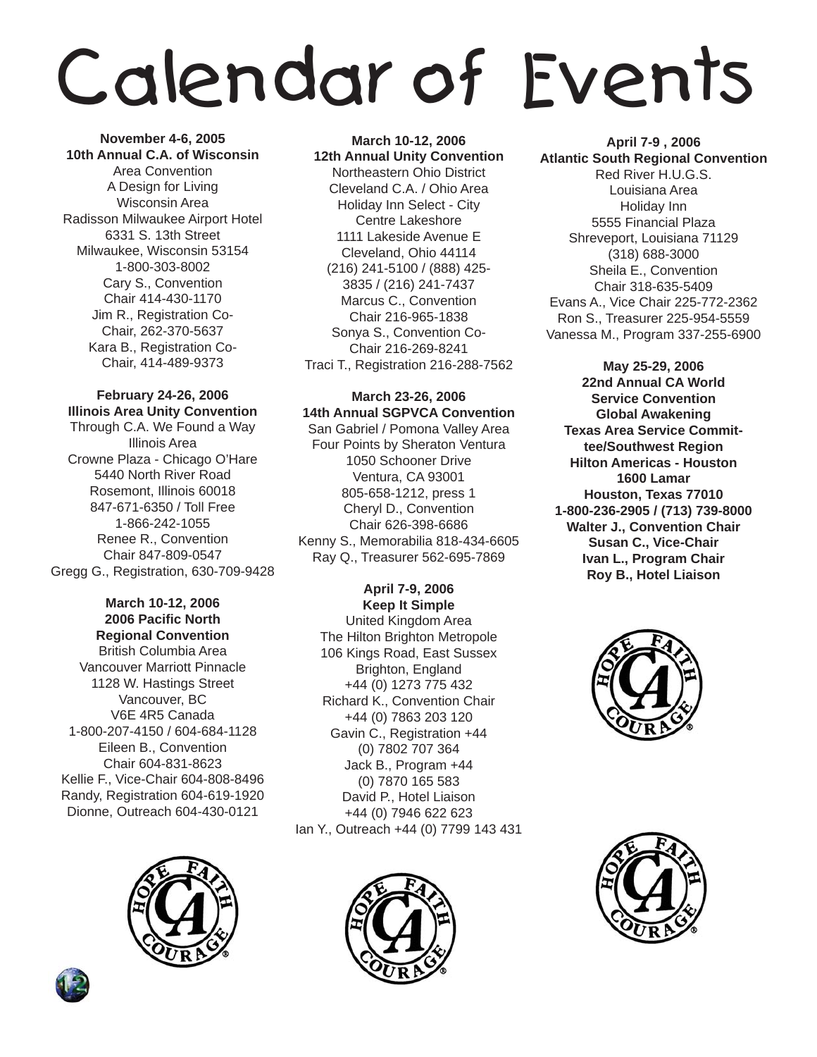# Calendar of Events

**November 4-6, 2005**
**10th Annual C.A. of Wisconsin**
Area Convention
A Design for Living
Wisconsin Area
Radisson Milwaukee Airport Hotel
6331 S. 13th Street
Milwaukee, Wisconsin 53154
1-800-303-8002
Cary S., Convention Chair 414-430-1170
Jim R., Registration Co-Chair, 262-370-5637
Kara B., Registration Co-Chair, 414-489-9373

**February 24-26, 2006**
**Illinois Area Unity Convention**
Through C.A. We Found a Way
Illinois Area
Crowne Plaza - Chicago O'Hare
5440 North River Road
Rosemont, Illinois 60018
847-671-6350 / Toll Free 1-866-242-1055
Renee R., Convention Chair 847-809-0547
Gregg G., Registration, 630-709-9428

**March 10-12, 2006**
**2006 Pacific North Regional Convention**
British Columbia Area
Vancouver Marriott Pinnacle
1128 W. Hastings Street
Vancouver, BC
V6E 4R5 Canada
1-800-207-4150 / 604-684-1128
Eileen B., Convention Chair 604-831-8623
Kellie F., Vice-Chair 604-808-8496
Randy, Registration 604-619-1920
Dionne, Outreach 604-430-0121

**March 10-12, 2006**
**12th Annual Unity Convention**
Northeastern Ohio District
Cleveland C.A. / Ohio Area
Holiday Inn Select - City Centre Lakeshore
1111 Lakeside Avenue E
Cleveland, Ohio 44114
(216) 241-5100 / (888) 425-3835 / (216) 241-7437
Marcus C., Convention Chair 216-965-1838
Sonya S., Convention Co-Chair 216-269-8241
Traci T., Registration 216-288-7562

**March 23-26, 2006**
**14th Annual SGPVCA Convention**
San Gabriel / Pomona Valley Area
Four Points by Sheraton Ventura
1050 Schooner Drive
Ventura, CA 93001
805-658-1212, press 1
Cheryl D., Convention Chair 626-398-6686
Kenny S., Memorabilia 818-434-6605
Ray Q., Treasurer 562-695-7869

**April 7-9, 2006**
**Keep It Simple**
United Kingdom Area
The Hilton Brighton Metropole
106 Kings Road, East Sussex
Brighton, England
+44 (0) 1273 775 432
Richard K., Convention Chair +44 (0) 7863 203 120
Gavin C., Registration +44 (0) 7802 707 364
Jack B., Program +44 (0) 7870 165 583
David P., Hotel Liaison +44 (0) 7946 622 623
Ian Y., Outreach +44 (0) 7799 143 431

**April 7-9 , 2006**
**Atlantic South Regional Convention**
Red River H.U.G.S.
Louisiana Area
Holiday Inn
5555 Financial Plaza
Shreveport, Louisiana 71129
(318) 688-3000
Sheila E., Convention Chair 318-635-5409
Evans A., Vice Chair 225-772-2362
Ron S., Treasurer 225-954-5559
Vanessa M., Program 337-255-6900

**May 25-29, 2006**
**22nd Annual CA World Service Convention**
**Global Awakening**
**Texas Area Service Committee/Southwest Region**
**Hilton Americas - Houston**
**1600 Lamar**
**Houston, Texas 77010**
**1-800-236-2905 / (713) 739-8000**
**Walter J., Convention Chair**
**Susan C., Vice-Chair**
**Ivan L., Program Chair**
**Roy B., Hotel Liaison**